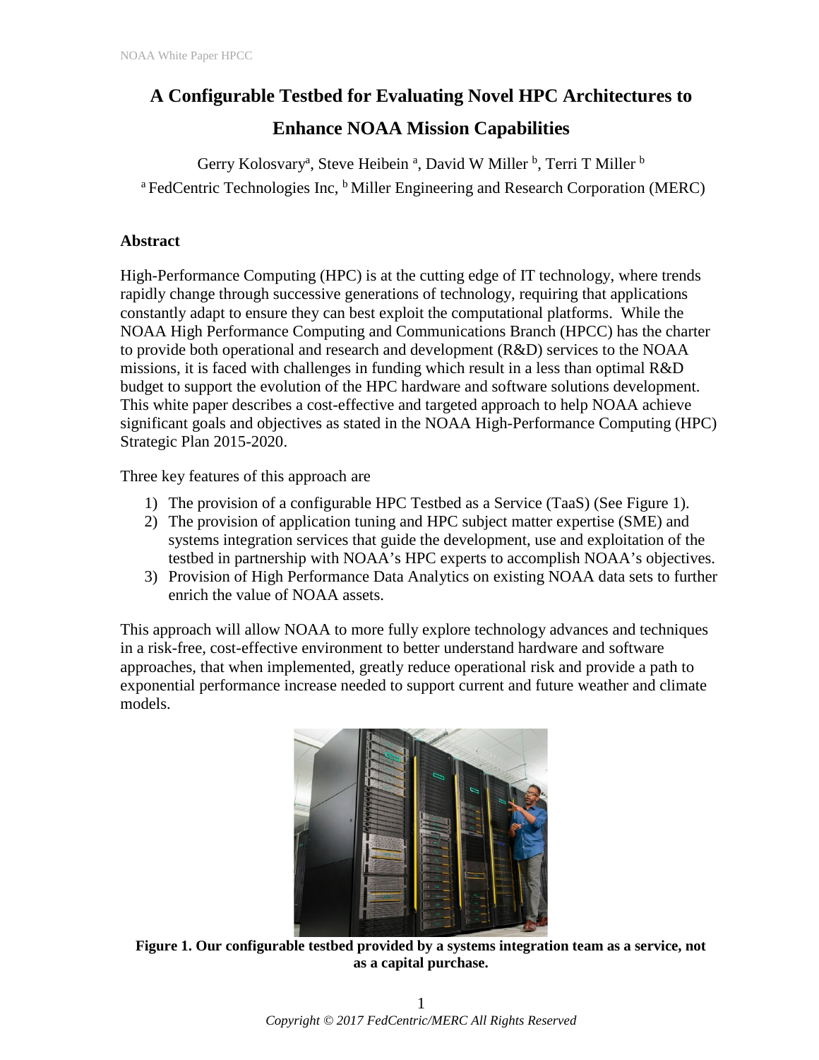# A Configurable Testbed for Evaluating Novel HPC Architectures to Enhance NOAA Mission Capabilities

Gerry Kolosvary[a], Steve Heibein [a], David W Miller [b], Terri T Miller [b]

[a] FedCentric Technologies Inc, [b] Miller Engineering and Research Corporation (MERC)

## Abstract

High-Performance Computing (HPC) is at the cutting edge of IT technology, where trends rapidly change through successive generations of technology, requiring that applications constantly adapt to ensure they can best exploit the computational platforms. While the NOAA High Performance Computing and Communications Branch (HPCC) has the charter to provide both operational and research and development (R&D) services to the NOAA missions, it is faced with challenges in funding which result in a less than optimal R&D budget to support the evolution of the HPC hardware and software solutions development. This white paper describes a cost-effective and targeted approach to help NOAA achieve significant goals and objectives as stated in the NOAA High-Performance Computing (HPC) Strategic Plan 2015-2020.

Three key features of this approach are

1) The provision of a configurable HPC Testbed as a Service (TaaS) (See Figure 1).
2) The provision of application tuning and HPC subject matter expertise (SME) and systems integration services that guide the development, use and exploitation of the testbed in partnership with NOAA's HPC experts to accomplish NOAA's objectives.
3) Provision of High Performance Data Analytics on existing NOAA data sets to further enrich the value of NOAA assets.

This approach will allow NOAA to more fully explore technology advances and techniques in a risk-free, cost-effective environment to better understand hardware and software approaches, that when implemented, greatly reduce operational risk and provide a path to exponential performance increase needed to support current and future weather and climate models.

**Figure 1. Our configurable testbed provided by a systems integration team as a service, not as a capital purchase.**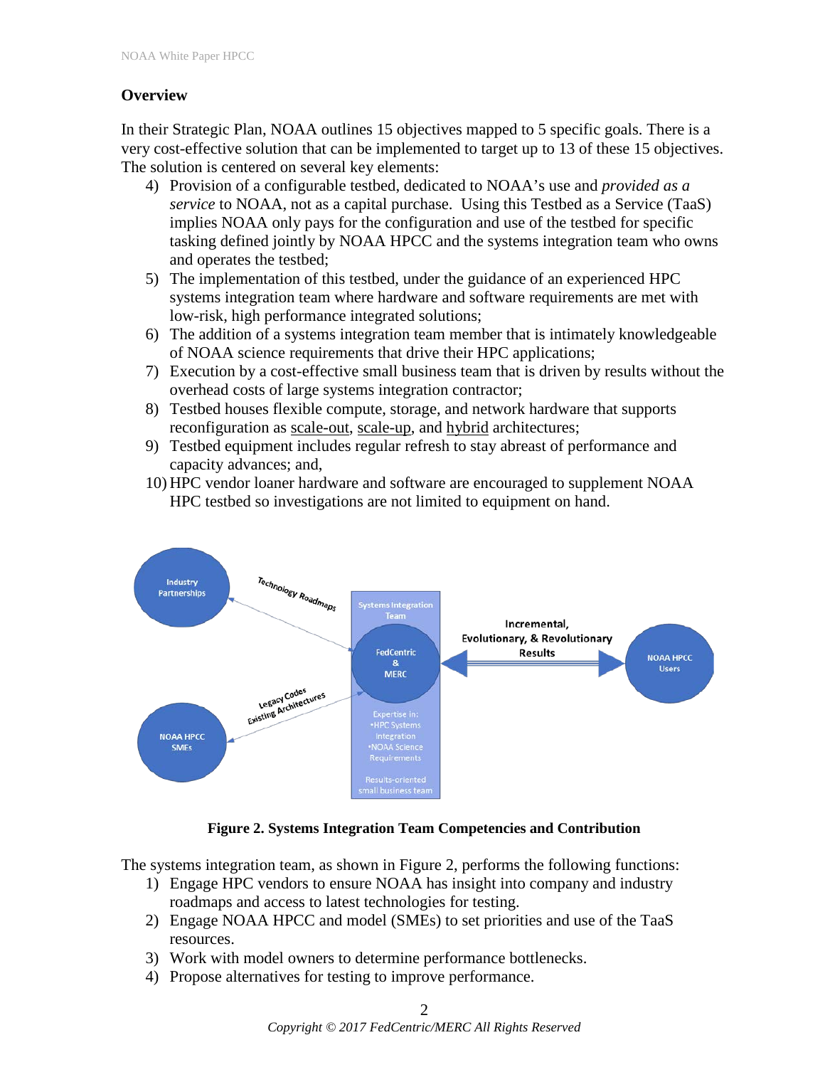## Overview

In their Strategic Plan, NOAA outlines 15 objectives mapped to 5 specific goals. There is a very cost-effective solution that can be implemented to target up to 13 of these 15 objectives. The solution is centered on several key elements:

4) Provision of a configurable testbed, dedicated to NOAA's use and *provided as a service* to NOAA, not as a capital purchase. Using this Testbed as a Service (TaaS) implies NOAA only pays for the configuration and use of the testbed for specific tasking defined jointly by NOAA HPCC and the systems integration team who owns and operates the testbed;
5) The implementation of this testbed, under the guidance of an experienced HPC systems integration team where hardware and software requirements are met with low-risk, high performance integrated solutions;
6) The addition of a systems integration team member that is intimately knowledgeable of NOAA science requirements that drive their HPC applications;
7) Execution by a cost-effective small business team that is driven by results without the overhead costs of large systems integration contractor;
8) Testbed houses flexible compute, storage, and network hardware that supports reconfiguration as scale-out, scale-up, and hybrid architectures;
9) Testbed equipment includes regular refresh to stay abreast of performance and capacity advances; and,
10) HPC vendor loaner hardware and software are encouraged to supplement NOAA HPC testbed so investigations are not limited to equipment on hand.

**Figure 2. Systems Integration Team Competencies and Contribution**

The systems integration team, as shown in Figure 2, performs the following functions:

1) Engage HPC vendors to ensure NOAA has insight into company and industry roadmaps and access to latest technologies for testing.
2) Engage NOAA HPCC and model (SMEs) to set priorities and use of the TaaS resources.
3) Work with model owners to determine performance bottlenecks.
4) Propose alternatives for testing to improve performance.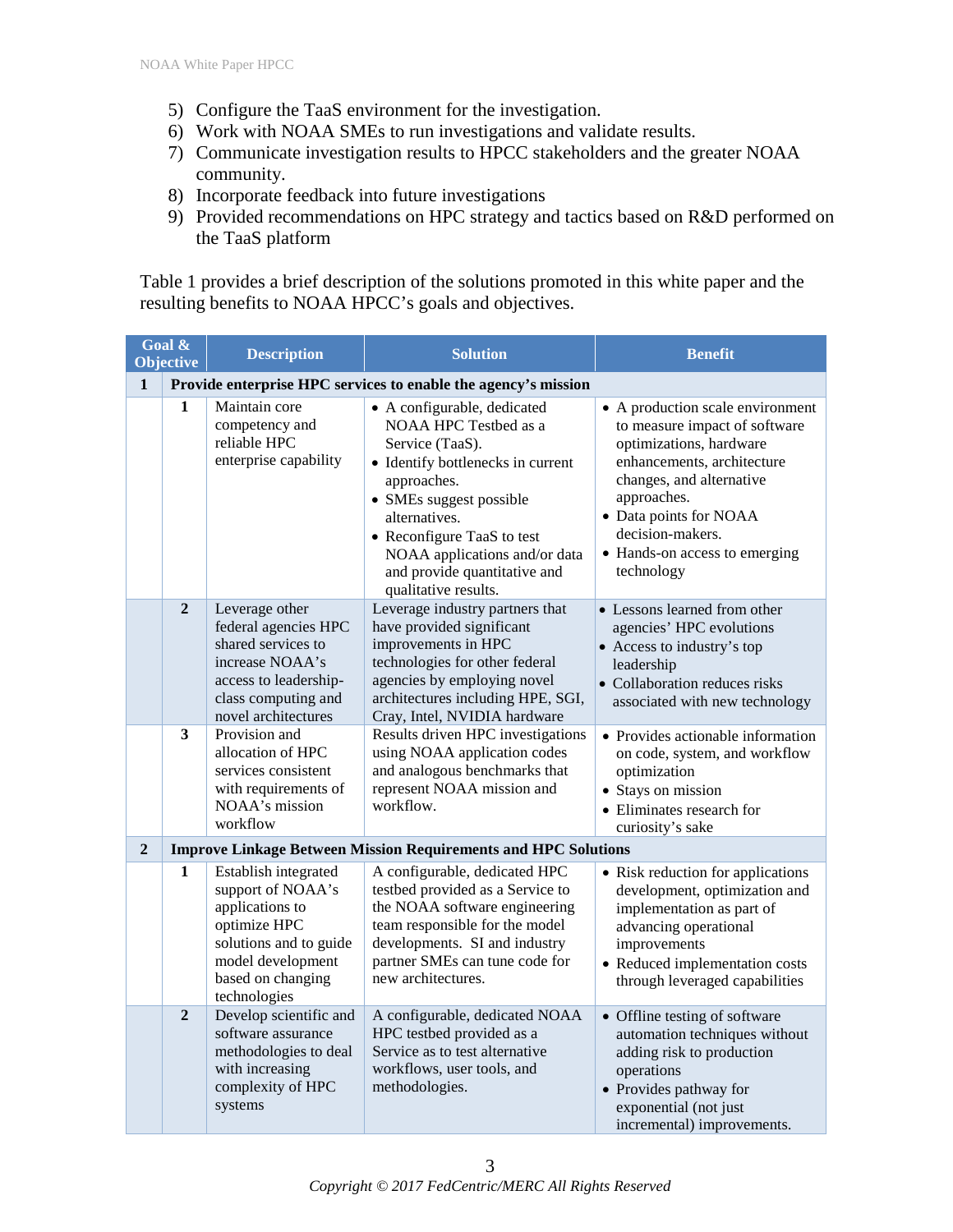5) Configure the TaaS environment for the investigation.
6) Work with NOAA SMEs to run investigations and validate results.
7) Communicate investigation results to HPCC stakeholders and the greater NOAA community.
8) Incorporate feedback into future investigations
9) Provided recommendations on HPC strategy and tactics based on R&D performed on the TaaS platform

Table 1 provides a brief description of the solutions promoted in this white paper and the resulting benefits to NOAA HPCC's goals and objectives.

| Goal & Objective | | Description | Solution | Benefit |
|---|---|---|---|---|
| **1** | **Provide enterprise HPC services to enable the agency's mission** | | | |
| | **1** | Maintain core competency and reliable HPC enterprise capability | • A configurable, dedicated NOAA HPC Testbed as a Service (TaaS).<br>• Identify bottlenecks in current approaches.<br>• SMEs suggest possible alternatives.<br>• Reconfigure TaaS to test NOAA applications and/or data and provide quantitative and qualitative results. | • A production scale environment to measure impact of software optimizations, hardware enhancements, architecture changes, and alternative approaches.<br>• Data points for NOAA decision-makers.<br>• Hands-on access to emerging technology |
| | **2** | Leverage other federal agencies HPC shared services to increase NOAA's access to leadership-class computing and novel architectures | Leverage industry partners that have provided significant improvements in HPC technologies for other federal agencies by employing novel architectures including HPE, SGI, Cray, Intel, NVIDIA hardware | • Lessons learned from other agencies' HPC evolutions<br>• Access to industry's top leadership<br>• Collaboration reduces risks associated with new technology |
| | **3** | Provision and allocation of HPC services consistent with requirements of NOAA's mission workflow | Results driven HPC investigations using NOAA application codes and analogous benchmarks that represent NOAA mission and workflow. | • Provides actionable information on code, system, and workflow optimization<br>• Stays on mission<br>• Eliminates research for curiosity's sake |
| **2** | **Improve Linkage Between Mission Requirements and HPC Solutions** | | | |
| | **1** | Establish integrated support of NOAA's applications to optimize HPC solutions and to guide model development based on changing technologies | A configurable, dedicated HPC testbed provided as a Service to the NOAA software engineering team responsible for the model developments. SI and industry partner SMEs can tune code for new architectures. | • Risk reduction for applications development, optimization and implementation as part of advancing operational improvements<br>• Reduced implementation costs through leveraged capabilities |
| | **2** | Develop scientific and software assurance methodologies to deal with increasing complexity of HPC systems | A configurable, dedicated NOAA HPC testbed provided as a Service as to test alternative workflows, user tools, and methodologies. | • Offline testing of software automation techniques without adding risk to production operations<br>• Provides pathway for exponential (not just incremental) improvements. |

*Copyright © 2017 FedCentric/MERC All Rights Reserved*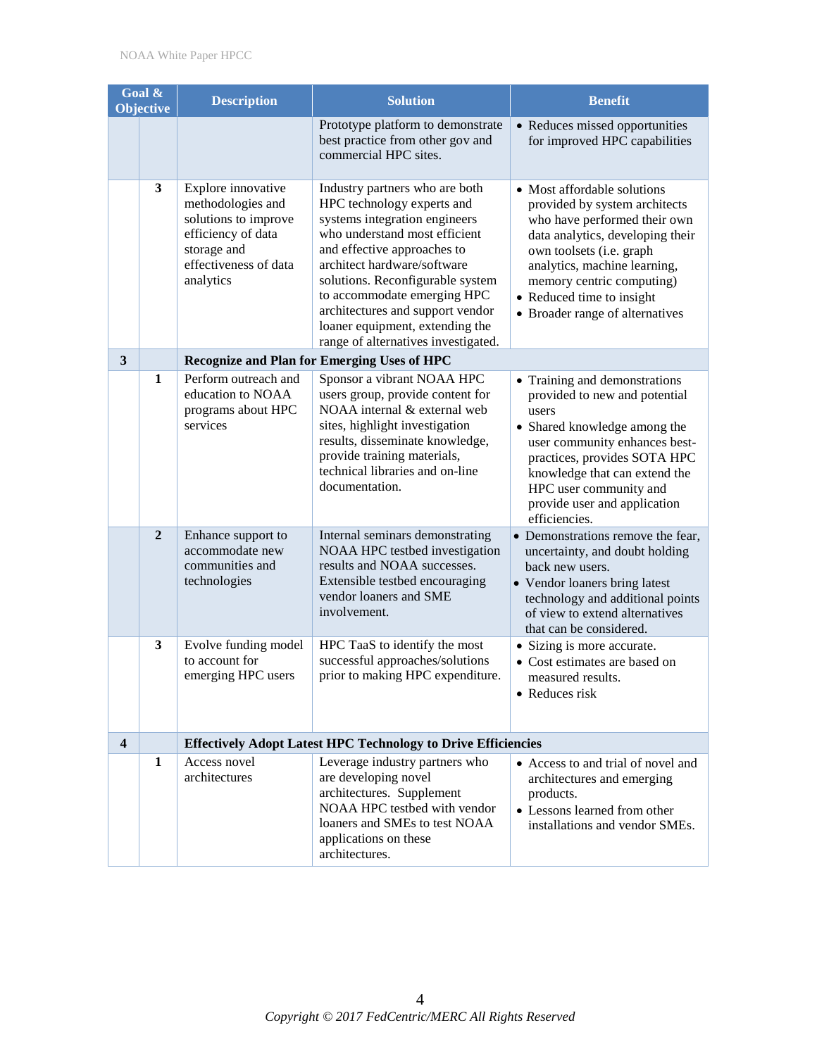| Goal & | Objective | Description | Solution | Benefit |
|---|---|---|---|---|
| | | | Prototype platform to demonstrate best practice from other gov and commercial HPC sites. | • Reduces missed opportunities for improved HPC capabilities |
| | **3** | Explore innovative methodologies and solutions to improve efficiency of data storage and effectiveness of data analytics | Industry partners who are both HPC technology experts and systems integration engineers who understand most efficient and effective approaches to architect hardware/software solutions. Reconfigurable system to accommodate emerging HPC architectures and support vendor loaner equipment, extending the range of alternatives investigated. | • Most affordable solutions provided by system architects who have performed their own data analytics, developing their own toolsets (i.e. graph analytics, machine learning, memory centric computing)<br>• Reduced time to insight<br>• Broader range of alternatives |
| **3** | | **Recognize and Plan for Emerging Uses of HPC** | | |
| | **1** | Perform outreach and education to NOAA programs about HPC services | Sponsor a vibrant NOAA HPC users group, provide content for NOAA internal & external web sites, highlight investigation results, disseminate knowledge, provide training materials, technical libraries and on-line documentation. | • Training and demonstrations provided to new and potential users<br>• Shared knowledge among the user community enhances best-practices, provides SOTA HPC knowledge that can extend the HPC user community and provide user and application efficiencies. |
| | **2** | Enhance support to accommodate new communities and technologies | Internal seminars demonstrating NOAA HPC testbed investigation results and NOAA successes. Extensible testbed encouraging vendor loaners and SME involvement. | • Demonstrations remove the fear, uncertainty, and doubt holding back new users.<br>• Vendor loaners bring latest technology and additional points of view to extend alternatives that can be considered. |
| | **3** | Evolve funding model to account for emerging HPC users | HPC TaaS to identify the most successful approaches/solutions prior to making HPC expenditure. | • Sizing is more accurate.<br>• Cost estimates are based on measured results.<br>• Reduces risk |
| **4** | | **Effectively Adopt Latest HPC Technology to Drive Efficiencies** | | |
| | **1** | Access novel architectures | Leverage industry partners who are developing novel architectures. Supplement NOAA HPC testbed with vendor loaners and SMEs to test NOAA applications on these architectures. | • Access to and trial of novel and architectures and emerging products.<br>• Lessons learned from other installations and vendor SMEs. |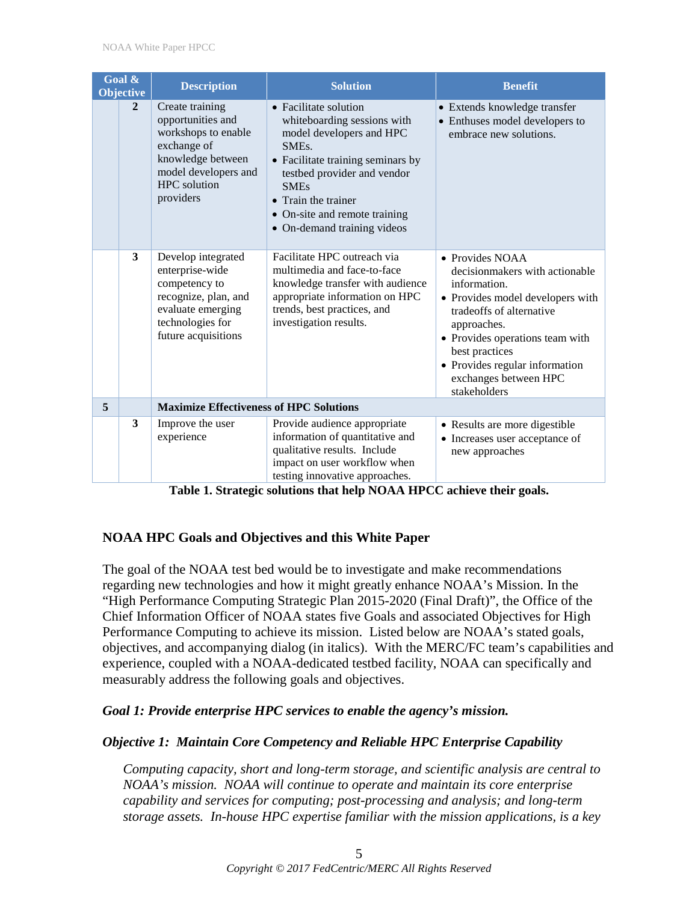| Goal & Objective | | Description | Solution | Benefit |
|---|---|---|---|---|
| | 2 | Create training opportunities and workshops to enable exchange of knowledge between model developers and HPC solution providers | • Facilitate solution whiteboarding sessions with model developers and HPC SMEs.<br>• Facilitate training seminars by testbed provider and vendor SMEs<br>• Train the trainer<br>• On-site and remote training<br>• On-demand training videos | • Extends knowledge transfer<br>• Enthuses model developers to embrace new solutions. |
| | 3 | Develop integrated enterprise-wide competency to recognize, plan, and evaluate emerging technologies for future acquisitions | Facilitate HPC outreach via multimedia and face-to-face knowledge transfer with audience appropriate information on HPC trends, best practices, and investigation results. | • Provides NOAA decisionmakers with actionable information.<br>• Provides model developers with tradeoffs of alternative approaches.<br>• Provides operations team with best practices<br>• Provides regular information exchanges between HPC stakeholders |
| 5 | | **Maximize Effectiveness of HPC Solutions** | | |
| | 3 | Improve the user experience | Provide audience appropriate information of quantitative and qualitative results. Include impact on user workflow when testing innovative approaches. | • Results are more digestible<br>• Increases user acceptance of new approaches |

**Table 1. Strategic solutions that help NOAA HPCC achieve their goals.**

### NOAA HPC Goals and Objectives and this White Paper

The goal of the NOAA test bed would be to investigate and make recommendations regarding new technologies and how it might greatly enhance NOAA's Mission. In the "High Performance Computing Strategic Plan 2015-2020 (Final Draft)", the Office of the Chief Information Officer of NOAA states five Goals and associated Objectives for High Performance Computing to achieve its mission. Listed below are NOAA's stated goals, objectives, and accompanying dialog (in italics). With the MERC/FC team's capabilities and experience, coupled with a NOAA-dedicated testbed facility, NOAA can specifically and measurably address the following goals and objectives.

#### *Goal 1: Provide enterprise HPC services to enable the agency's mission.*

#### *Objective 1: Maintain Core Competency and Reliable HPC Enterprise Capability*

> *Computing capacity, short and long-term storage, and scientific analysis are central to NOAA's mission. NOAA will continue to operate and maintain its core enterprise capability and services for computing; post-processing and analysis; and long-term storage assets. In-house HPC expertise familiar with the mission applications, is a key*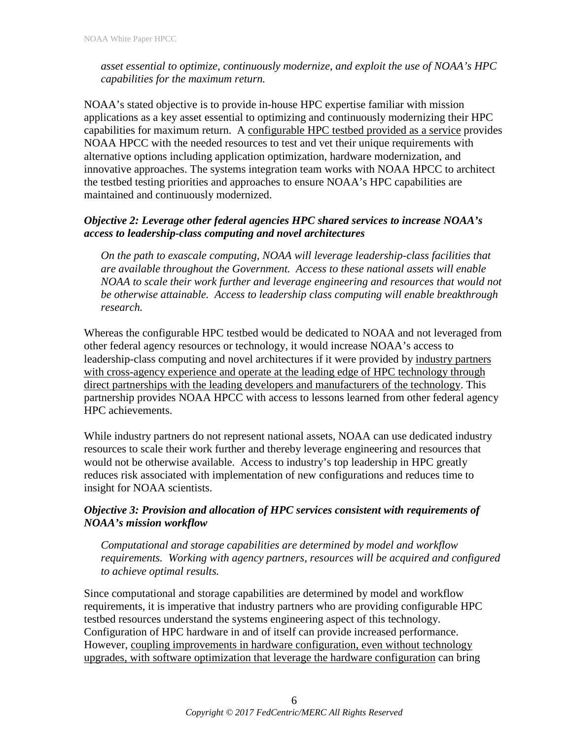*asset essential to optimize, continuously modernize, and exploit the use of NOAA's HPC capabilities for the maximum return.*

NOAA's stated objective is to provide in-house HPC expertise familiar with mission applications as a key asset essential to optimizing and continuously modernizing their HPC capabilities for maximum return. A <u>configurable HPC testbed provided as a service</u> provides NOAA HPCC with the needed resources to test and vet their unique requirements with alternative options including application optimization, hardware modernization, and innovative approaches. The systems integration team works with NOAA HPCC to architect the testbed testing priorities and approaches to ensure NOAA's HPC capabilities are maintained and continuously modernized.

***Objective 2: Leverage other federal agencies HPC shared services to increase NOAA's access to leadership-class computing and novel architectures***

*On the path to exascale computing, NOAA will leverage leadership-class facilities that are available throughout the Government. Access to these national assets will enable NOAA to scale their work further and leverage engineering and resources that would not be otherwise attainable. Access to leadership class computing will enable breakthrough research.*

Whereas the configurable HPC testbed would be dedicated to NOAA and not leveraged from other federal agency resources or technology, it would increase NOAA's access to leadership-class computing and novel architectures if it were provided by <u>industry partners with cross-agency experience and operate at the leading edge of HPC technology through direct partnerships with the leading developers and manufacturers of the technology</u>. This partnership provides NOAA HPCC with access to lessons learned from other federal agency HPC achievements.

While industry partners do not represent national assets, NOAA can use dedicated industry resources to scale their work further and thereby leverage engineering and resources that would not be otherwise available. Access to industry's top leadership in HPC greatly reduces risk associated with implementation of new configurations and reduces time to insight for NOAA scientists.

***Objective 3: Provision and allocation of HPC services consistent with requirements of NOAA's mission workflow***

*Computational and storage capabilities are determined by model and workflow requirements. Working with agency partners, resources will be acquired and configured to achieve optimal results.*

Since computational and storage capabilities are determined by model and workflow requirements, it is imperative that industry partners who are providing configurable HPC testbed resources understand the systems engineering aspect of this technology. Configuration of HPC hardware in and of itself can provide increased performance. However, <u>coupling improvements in hardware configuration, even without technology upgrades, with software optimization that leverage the hardware configuration</u> can bring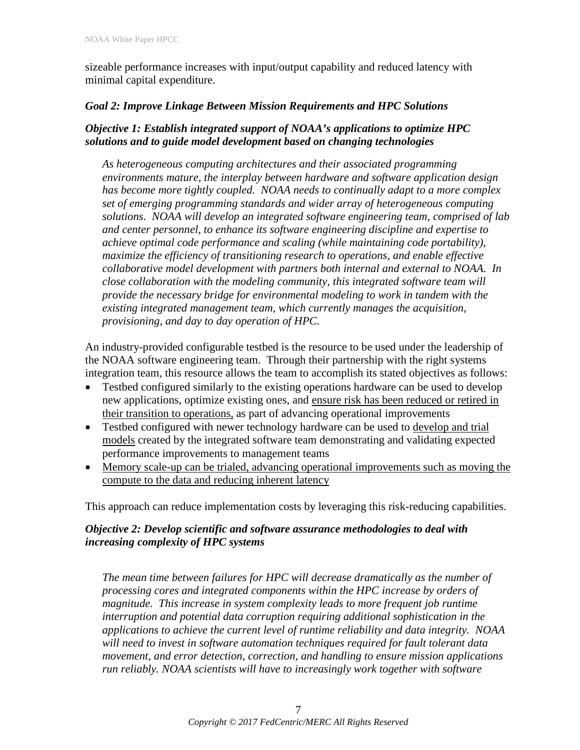sizeable performance increases with input/output capability and reduced latency with minimal capital expenditure.

***Goal 2: Improve Linkage Between Mission Requirements and HPC Solutions***

***Objective 1: Establish integrated support of NOAA's applications to optimize HPC solutions and to guide model development based on changing technologies***

> *As heterogeneous computing architectures and their associated programming environments mature, the interplay between hardware and software application design has become more tightly coupled. NOAA needs to continually adapt to a more complex set of emerging programming standards and wider array of heterogeneous computing solutions. NOAA will develop an integrated software engineering team, comprised of lab and center personnel, to enhance its software engineering discipline and expertise to achieve optimal code performance and scaling (while maintaining code portability), maximize the efficiency of transitioning research to operations, and enable effective collaborative model development with partners both internal and external to NOAA. In close collaboration with the modeling community, this integrated software team will provide the necessary bridge for environmental modeling to work in tandem with the existing integrated management team, which currently manages the acquisition, provisioning, and day to day operation of HPC.*

An industry-provided configurable testbed is the resource to be used under the leadership of the NOAA software engineering team. Through their partnership with the right systems integration team, this resource allows the team to accomplish its stated objectives as follows:

- Testbed configured similarly to the existing operations hardware can be used to develop new applications, optimize existing ones, and <u>ensure risk has been reduced or retired in their transition to operations,</u> as part of advancing operational improvements
- Testbed configured with newer technology hardware can be used to <u>develop and trial models</u> created by the integrated software team demonstrating and validating expected performance improvements to management teams
- <u>Memory scale-up can be trialed, advancing operational improvements such as moving the compute to the data and reducing inherent latency</u>

This approach can reduce implementation costs by leveraging this risk-reducing capabilities.

***Objective 2: Develop scientific and software assurance methodologies to deal with increasing complexity of HPC systems***

> *The mean time between failures for HPC will decrease dramatically as the number of processing cores and integrated components within the HPC increase by orders of magnitude. This increase in system complexity leads to more frequent job runtime interruption and potential data corruption requiring additional sophistication in the applications to achieve the current level of runtime reliability and data integrity. NOAA will need to invest in software automation techniques required for fault tolerant data movement, and error detection, correction, and handling to ensure mission applications run reliably. NOAA scientists will have to increasingly work together with software*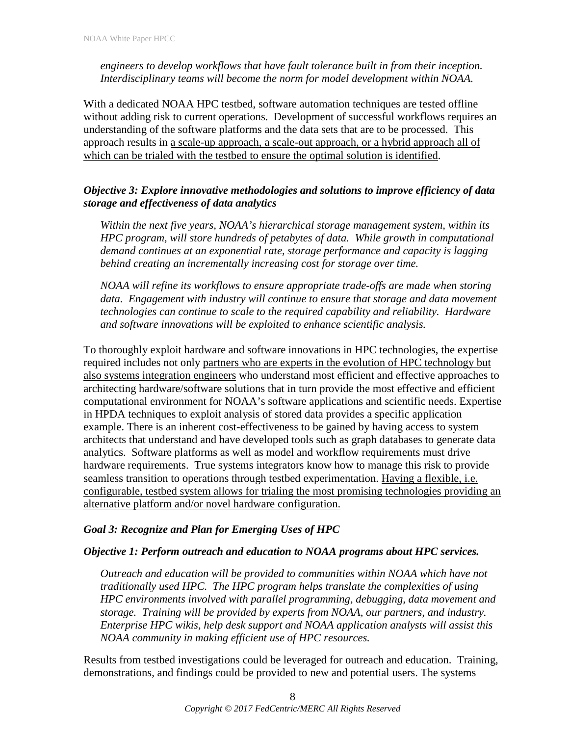*engineers to develop workflows that have fault tolerance built in from their inception. Interdisciplinary teams will become the norm for model development within NOAA.*

With a dedicated NOAA HPC testbed, software automation techniques are tested offline without adding risk to current operations. Development of successful workflows requires an understanding of the software platforms and the data sets that are to be processed. This approach results in <u>a scale-up approach, a scale-out approach, or a hybrid approach all of which can be trialed with the testbed to ensure the optimal solution is identified</u>.

***Objective 3: Explore innovative methodologies and solutions to improve efficiency of data storage and effectiveness of data analytics***

*Within the next five years, NOAA's hierarchical storage management system, within its HPC program, will store hundreds of petabytes of data. While growth in computational demand continues at an exponential rate, storage performance and capacity is lagging behind creating an incrementally increasing cost for storage over time.*

*NOAA will refine its workflows to ensure appropriate trade-offs are made when storing data. Engagement with industry will continue to ensure that storage and data movement technologies can continue to scale to the required capability and reliability. Hardware and software innovations will be exploited to enhance scientific analysis.*

To thoroughly exploit hardware and software innovations in HPC technologies, the expertise required includes not only <u>partners who are experts in the evolution of HPC technology but also systems integration engineers</u> who understand most efficient and effective approaches to architecting hardware/software solutions that in turn provide the most effective and efficient computational environment for NOAA's software applications and scientific needs. Expertise in HPDA techniques to exploit analysis of stored data provides a specific application example. There is an inherent cost-effectiveness to be gained by having access to system architects that understand and have developed tools such as graph databases to generate data analytics. Software platforms as well as model and workflow requirements must drive hardware requirements. True systems integrators know how to manage this risk to provide seamless transition to operations through testbed experimentation. <u>Having a flexible, i.e. configurable, testbed system allows for trialing the most promising technologies providing an alternative platform and/or novel hardware configuration.</u>

***Goal 3: Recognize and Plan for Emerging Uses of HPC***

***Objective 1: Perform outreach and education to NOAA programs about HPC services.***

*Outreach and education will be provided to communities within NOAA which have not traditionally used HPC. The HPC program helps translate the complexities of using HPC environments involved with parallel programming, debugging, data movement and storage. Training will be provided by experts from NOAA, our partners, and industry. Enterprise HPC wikis, help desk support and NOAA application analysts will assist this NOAA community in making efficient use of HPC resources.*

Results from testbed investigations could be leveraged for outreach and education. Training, demonstrations, and findings could be provided to new and potential users. The systems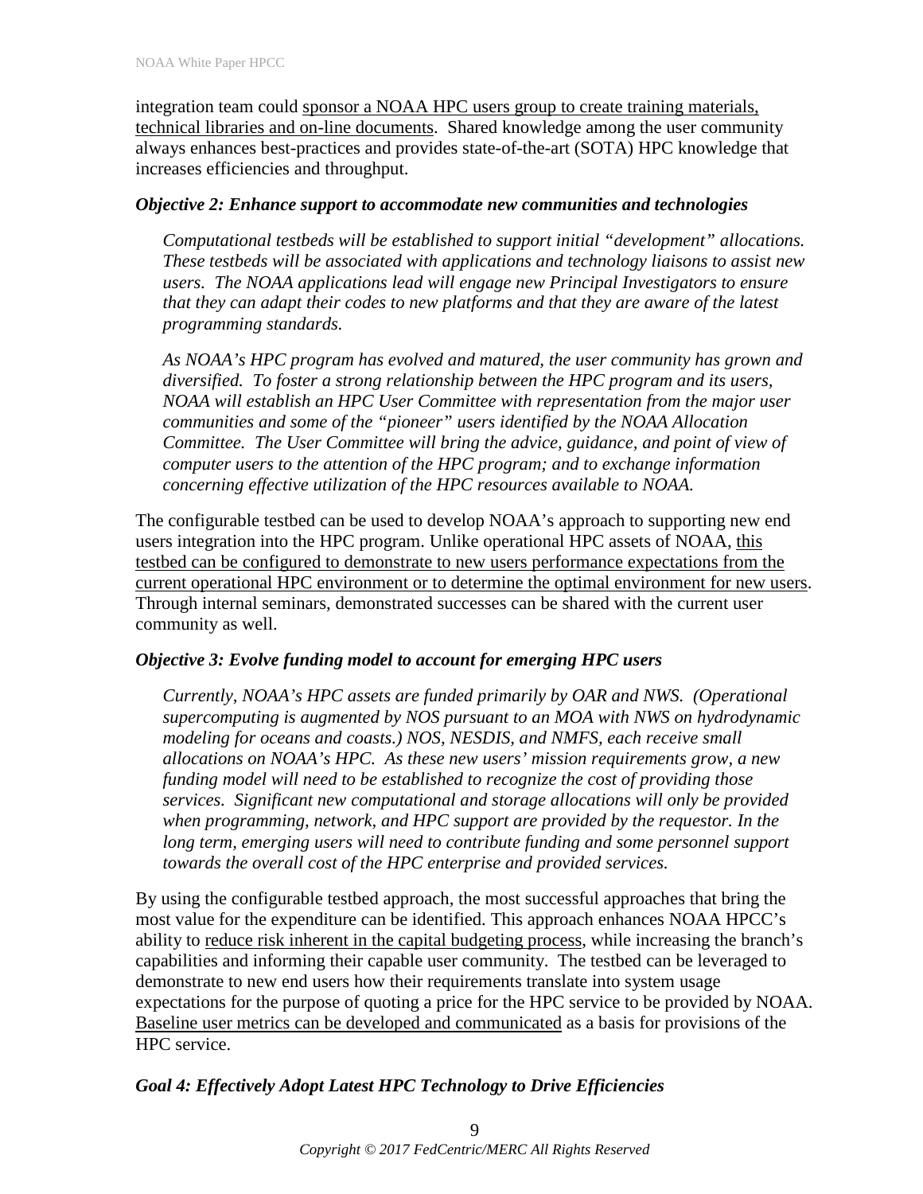integration team could <u>sponsor a NOAA HPC users group to create training materials, technical libraries and on-line documents</u>. Shared knowledge among the user community always enhances best-practices and provides state-of-the-art (SOTA) HPC knowledge that increases efficiencies and throughput.

### *Objective 2: Enhance support to accommodate new communities and technologies*

> *Computational testbeds will be established to support initial "development" allocations. These testbeds will be associated with applications and technology liaisons to assist new users. The NOAA applications lead will engage new Principal Investigators to ensure that they can adapt their codes to new platforms and that they are aware of the latest programming standards.*
>
> *As NOAA's HPC program has evolved and matured, the user community has grown and diversified. To foster a strong relationship between the HPC program and its users, NOAA will establish an HPC User Committee with representation from the major user communities and some of the "pioneer" users identified by the NOAA Allocation Committee. The User Committee will bring the advice, guidance, and point of view of computer users to the attention of the HPC program; and to exchange information concerning effective utilization of the HPC resources available to NOAA.*

The configurable testbed can be used to develop NOAA's approach to supporting new end users integration into the HPC program. Unlike operational HPC assets of NOAA, <u>this testbed can be configured to demonstrate to new users performance expectations from the current operational HPC environment or to determine the optimal environment for new users</u>. Through internal seminars, demonstrated successes can be shared with the current user community as well.

### *Objective 3: Evolve funding model to account for emerging HPC users*

> *Currently, NOAA's HPC assets are funded primarily by OAR and NWS. (Operational supercomputing is augmented by NOS pursuant to an MOA with NWS on hydrodynamic modeling for oceans and coasts.) NOS, NESDIS, and NMFS, each receive small allocations on NOAA's HPC. As these new users' mission requirements grow, a new funding model will need to be established to recognize the cost of providing those services. Significant new computational and storage allocations will only be provided when programming, network, and HPC support are provided by the requestor. In the long term, emerging users will need to contribute funding and some personnel support towards the overall cost of the HPC enterprise and provided services.*

By using the configurable testbed approach, the most successful approaches that bring the most value for the expenditure can be identified. This approach enhances NOAA HPCC's ability to <u>reduce risk inherent in the capital budgeting process</u>, while increasing the branch's capabilities and informing their capable user community. The testbed can be leveraged to demonstrate to new end users how their requirements translate into system usage expectations for the purpose of quoting a price for the HPC service to be provided by NOAA. <u>Baseline user metrics can be developed and communicated</u> as a basis for provisions of the HPC service.

## *Goal 4: Effectively Adopt Latest HPC Technology to Drive Efficiencies*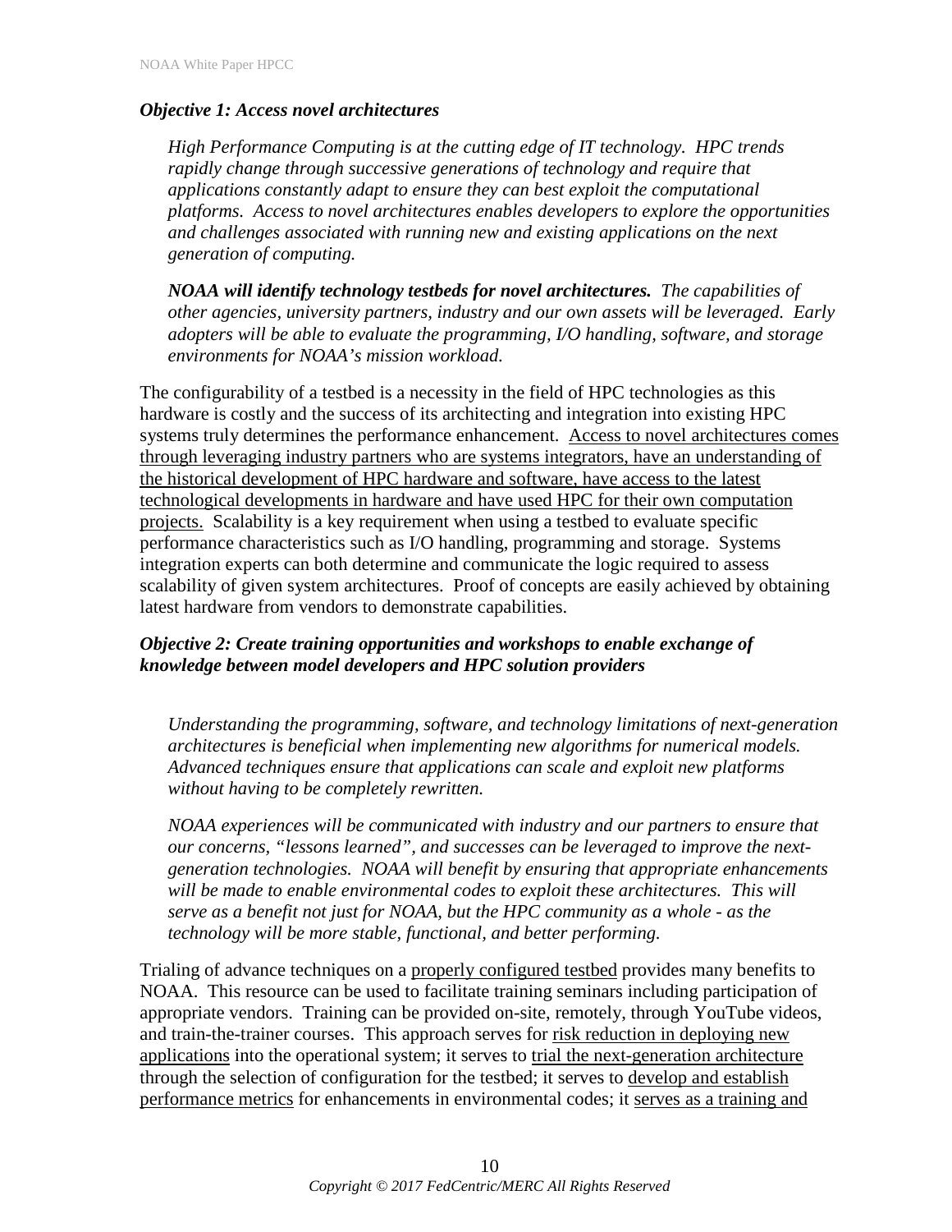### *Objective 1: Access novel architectures*

> *High Performance Computing is at the cutting edge of IT technology. HPC trends rapidly change through successive generations of technology and require that applications constantly adapt to ensure they can best exploit the computational platforms. Access to novel architectures enables developers to explore the opportunities and challenges associated with running new and existing applications on the next generation of computing.*
>
> ***NOAA will identify technology testbeds for novel architectures.*** *The capabilities of other agencies, university partners, industry and our own assets will be leveraged. Early adopters will be able to evaluate the programming, I/O handling, software, and storage environments for NOAA's mission workload.*

The configurability of a testbed is a necessity in the field of HPC technologies as this hardware is costly and the success of its architecting and integration into existing HPC systems truly determines the performance enhancement. <u>Access to novel architectures comes through leveraging industry partners who are systems integrators, have an understanding of the historical development of HPC hardware and software, have access to the latest technological developments in hardware and have used HPC for their own computation projects.</u> Scalability is a key requirement when using a testbed to evaluate specific performance characteristics such as I/O handling, programming and storage. Systems integration experts can both determine and communicate the logic required to assess scalability of given system architectures. Proof of concepts are easily achieved by obtaining latest hardware from vendors to demonstrate capabilities.

### *Objective 2: Create training opportunities and workshops to enable exchange of knowledge between model developers and HPC solution providers*

> *Understanding the programming, software, and technology limitations of next-generation architectures is beneficial when implementing new algorithms for numerical models. Advanced techniques ensure that applications can scale and exploit new platforms without having to be completely rewritten.*
>
> *NOAA experiences will be communicated with industry and our partners to ensure that our concerns, "lessons learned", and successes can be leveraged to improve the next-generation technologies. NOAA will benefit by ensuring that appropriate enhancements will be made to enable environmental codes to exploit these architectures. This will serve as a benefit not just for NOAA, but the HPC community as a whole - as the technology will be more stable, functional, and better performing.*

Trialing of advance techniques on a <u>properly configured testbed</u> provides many benefits to NOAA. This resource can be used to facilitate training seminars including participation of appropriate vendors. Training can be provided on-site, remotely, through YouTube videos, and train-the-trainer courses. This approach serves for <u>risk reduction in deploying new applications</u> into the operational system; it serves to <u>trial the next-generation architecture</u> through the selection of configuration for the testbed; it serves to <u>develop and establish performance metrics</u> for enhancements in environmental codes; it <u>serves as a training and</u>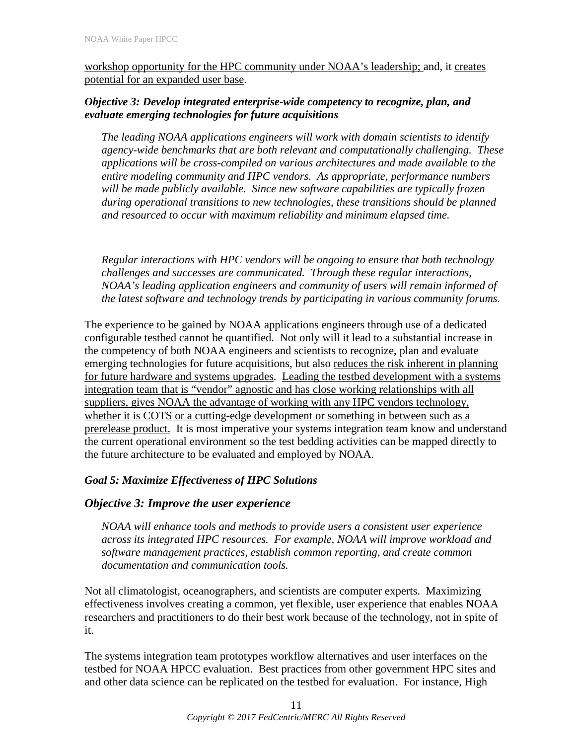workshop opportunity for the HPC community under NOAA's leadership; and, it creates potential for an expanded user base.

### *Objective 3: Develop integrated enterprise-wide competency to recognize, plan, and evaluate emerging technologies for future acquisitions*

*The leading NOAA applications engineers will work with domain scientists to identify agency-wide benchmarks that are both relevant and computationally challenging. These applications will be cross-compiled on various architectures and made available to the entire modeling community and HPC vendors. As appropriate, performance numbers will be made publicly available. Since new software capabilities are typically frozen during operational transitions to new technologies, these transitions should be planned and resourced to occur with maximum reliability and minimum elapsed time.*

*Regular interactions with HPC vendors will be ongoing to ensure that both technology challenges and successes are communicated. Through these regular interactions, NOAA's leading application engineers and community of users will remain informed of the latest software and technology trends by participating in various community forums.*

The experience to be gained by NOAA applications engineers through use of a dedicated configurable testbed cannot be quantified. Not only will it lead to a substantial increase in the competency of both NOAA engineers and scientists to recognize, plan and evaluate emerging technologies for future acquisitions, but also reduces the risk inherent in planning for future hardware and systems upgrades. Leading the testbed development with a systems integration team that is "vendor" agnostic and has close working relationships with all suppliers, gives NOAA the advantage of working with any HPC vendors technology, whether it is COTS or a cutting-edge development or something in between such as a prerelease product. It is most imperative your systems integration team know and understand the current operational environment so the test bedding activities can be mapped directly to the future architecture to be evaluated and employed by NOAA.

### *Goal 5: Maximize Effectiveness of HPC Solutions*

## *Objective 3: Improve the user experience*

*NOAA will enhance tools and methods to provide users a consistent user experience across its integrated HPC resources. For example, NOAA will improve workload and software management practices, establish common reporting, and create common documentation and communication tools.*

Not all climatologist, oceanographers, and scientists are computer experts. Maximizing effectiveness involves creating a common, yet flexible, user experience that enables NOAA researchers and practitioners to do their best work because of the technology, not in spite of it.

The systems integration team prototypes workflow alternatives and user interfaces on the testbed for NOAA HPCC evaluation. Best practices from other government HPC sites and and other data science can be replicated on the testbed for evaluation. For instance, High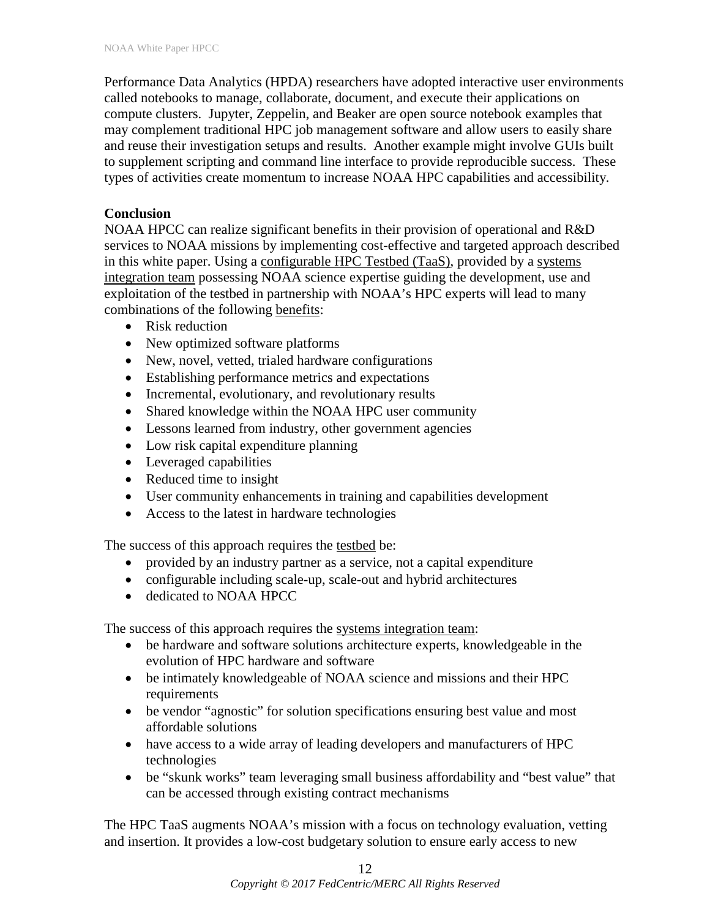Performance Data Analytics (HPDA) researchers have adopted interactive user environments called notebooks to manage, collaborate, document, and execute their applications on compute clusters. Jupyter, Zeppelin, and Beaker are open source notebook examples that may complement traditional HPC job management software and allow users to easily share and reuse their investigation setups and results. Another example might involve GUIs built to supplement scripting and command line interface to provide reproducible success. These types of activities create momentum to increase NOAA HPC capabilities and accessibility.

**Conclusion**

NOAA HPCC can realize significant benefits in their provision of operational and R&D services to NOAA missions by implementing cost-effective and targeted approach described in this white paper. Using a configurable HPC Testbed (TaaS), provided by a systems integration team possessing NOAA science expertise guiding the development, use and exploitation of the testbed in partnership with NOAA's HPC experts will lead to many combinations of the following benefits:

- Risk reduction
- New optimized software platforms
- New, novel, vetted, trialed hardware configurations
- Establishing performance metrics and expectations
- Incremental, evolutionary, and revolutionary results
- Shared knowledge within the NOAA HPC user community
- Lessons learned from industry, other government agencies
- Low risk capital expenditure planning
- Leveraged capabilities
- Reduced time to insight
- User community enhancements in training and capabilities development
- Access to the latest in hardware technologies

The success of this approach requires the testbed be:

- provided by an industry partner as a service, not a capital expenditure
- configurable including scale-up, scale-out and hybrid architectures
- dedicated to NOAA HPCC

The success of this approach requires the systems integration team:

- be hardware and software solutions architecture experts, knowledgeable in the evolution of HPC hardware and software
- be intimately knowledgeable of NOAA science and missions and their HPC requirements
- be vendor "agnostic" for solution specifications ensuring best value and most affordable solutions
- have access to a wide array of leading developers and manufacturers of HPC technologies
- be "skunk works" team leveraging small business affordability and "best value" that can be accessed through existing contract mechanisms

The HPC TaaS augments NOAA's mission with a focus on technology evaluation, vetting and insertion. It provides a low-cost budgetary solution to ensure early access to new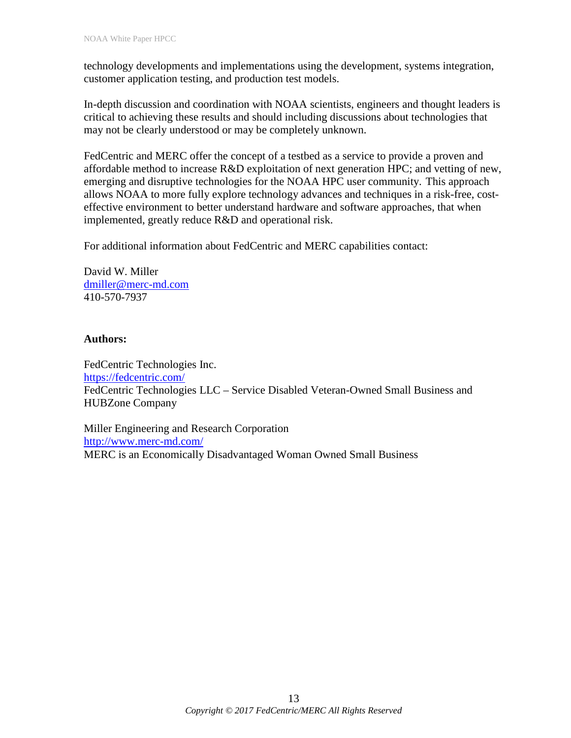technology developments and implementations using the development, systems integration, customer application testing, and production test models.

In-depth discussion and coordination with NOAA scientists, engineers and thought leaders is critical to achieving these results and should including discussions about technologies that may not be clearly understood or may be completely unknown.

FedCentric and MERC offer the concept of a testbed as a service to provide a proven and affordable method to increase R&D exploitation of next generation HPC; and vetting of new, emerging and disruptive technologies for the NOAA HPC user community. This approach allows NOAA to more fully explore technology advances and techniques in a risk-free, cost-effective environment to better understand hardware and software approaches, that when implemented, greatly reduce R&D and operational risk.

For additional information about FedCentric and MERC capabilities contact:

David W. Miller
dmiller@merc-md.com
410-570-7937

**Authors:**

FedCentric Technologies Inc.
https://fedcentric.com/
FedCentric Technologies LLC – Service Disabled Veteran-Owned Small Business and HUBZone Company

Miller Engineering and Research Corporation
http://www.merc-md.com/
MERC is an Economically Disadvantaged Woman Owned Small Business

*Copyright © 2017 FedCentric/MERC All Rights Reserved*